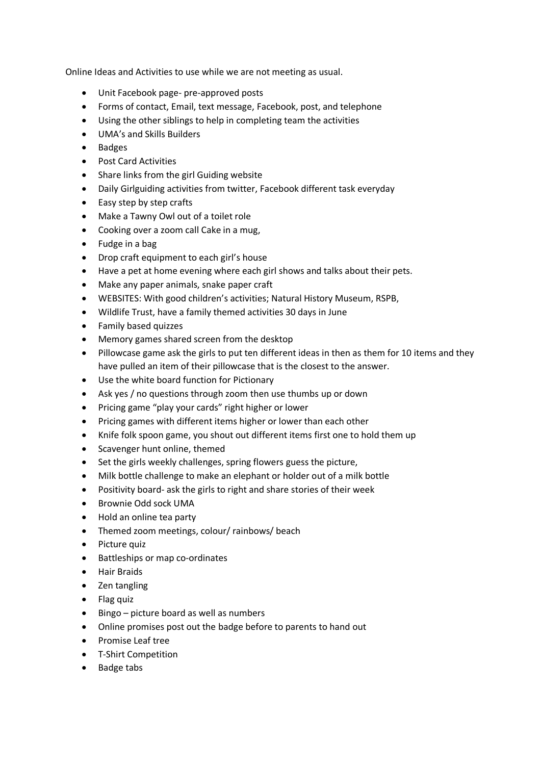Online Ideas and Activities to use while we are not meeting as usual.

- Unit Facebook page- pre-approved posts
- Forms of contact, Email, text message, Facebook, post, and telephone
- Using the other siblings to help in completing team the activities
- UMA's and Skills Builders
- Badges
- Post Card Activities
- Share links from the girl Guiding website
- Daily Girlguiding activities from twitter, Facebook different task everyday
- Easy step by step crafts
- Make a Tawny Owl out of a toilet role
- Cooking over a zoom call Cake in a mug,
- Fudge in a bag
- Drop craft equipment to each girl's house
- Have a pet at home evening where each girl shows and talks about their pets.
- Make any paper animals, snake paper craft
- WEBSITES: With good children's activities; Natural History Museum, RSPB,
- Wildlife Trust, have a family themed activities 30 days in June
- Family based quizzes
- Memory games shared screen from the desktop
- Pillowcase game ask the girls to put ten different ideas in then as them for 10 items and they have pulled an item of their pillowcase that is the closest to the answer.
- Use the white board function for Pictionary
- Ask yes / no questions through zoom then use thumbs up or down
- Pricing game "play your cards" right higher or lower
- Pricing games with different items higher or lower than each other
- Knife folk spoon game, you shout out different items first one to hold them up
- Scavenger hunt online, themed
- Set the girls weekly challenges, spring flowers guess the picture,
- Milk bottle challenge to make an elephant or holder out of a milk bottle
- Positivity board- ask the girls to right and share stories of their week
- Brownie Odd sock UMA
- Hold an online tea party
- Themed zoom meetings, colour/ rainbows/ beach
- Picture quiz
- Battleships or map co-ordinates
- Hair Braids
- Zen tangling
- Flag quiz
- Bingo – picture board as well as numbers
- Online promises post out the badge before to parents to hand out
- Promise Leaf tree
- T-Shirt Competition
- Badge tabs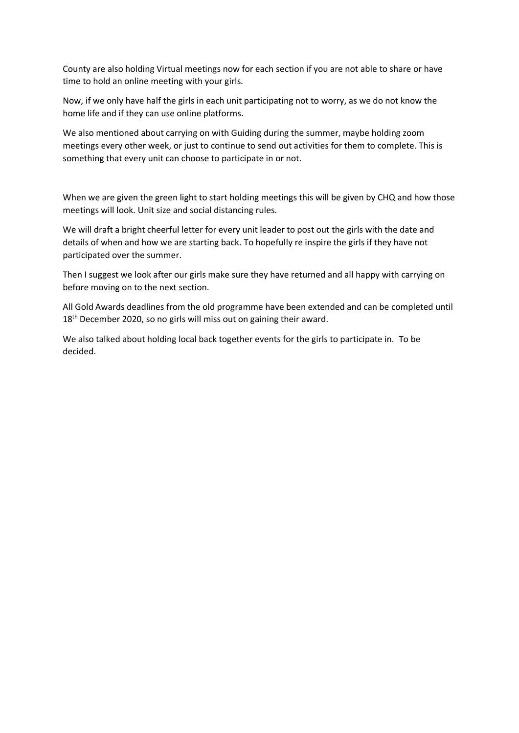County are also holding Virtual meetings now for each section if you are not able to share or have time to hold an online meeting with your girls.

Now, if we only have half the girls in each unit participating not to worry, as we do not know the home life and if they can use online platforms.

We also mentioned about carrying on with Guiding during the summer, maybe holding zoom meetings every other week, or just to continue to send out activities for them to complete. This is something that every unit can choose to participate in or not.

When we are given the green light to start holding meetings this will be given by CHQ and how those meetings will look. Unit size and social distancing rules.

We will draft a bright cheerful letter for every unit leader to post out the girls with the date and details of when and how we are starting back. To hopefully re inspire the girls if they have not participated over the summer.

Then I suggest we look after our girls make sure they have returned and all happy with carrying on before moving on to the next section.

All Gold Awards deadlines from the old programme have been extended and can be completed until 18th December 2020, so no girls will miss out on gaining their award.

We also talked about holding local back together events for the girls to participate in. To be decided.